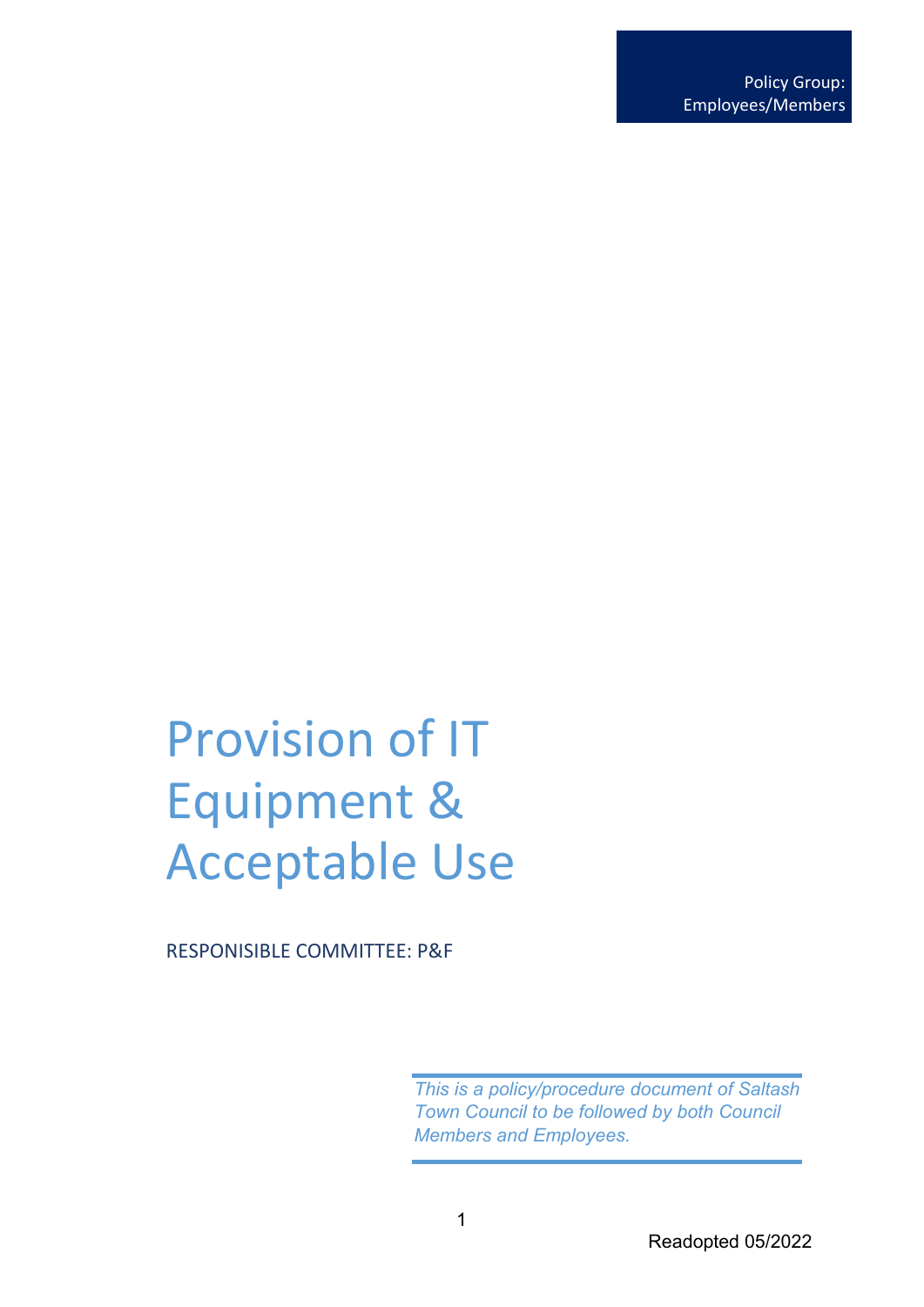Policy Group:
Employees/Members

# Provision of IT Equipment & Acceptable Use

RESPONISIBLE COMMITTEE: P&F

*This is a policy/procedure document of Saltash Town Council to be followed by both Council Members and Employees.*

Readopted 05/2022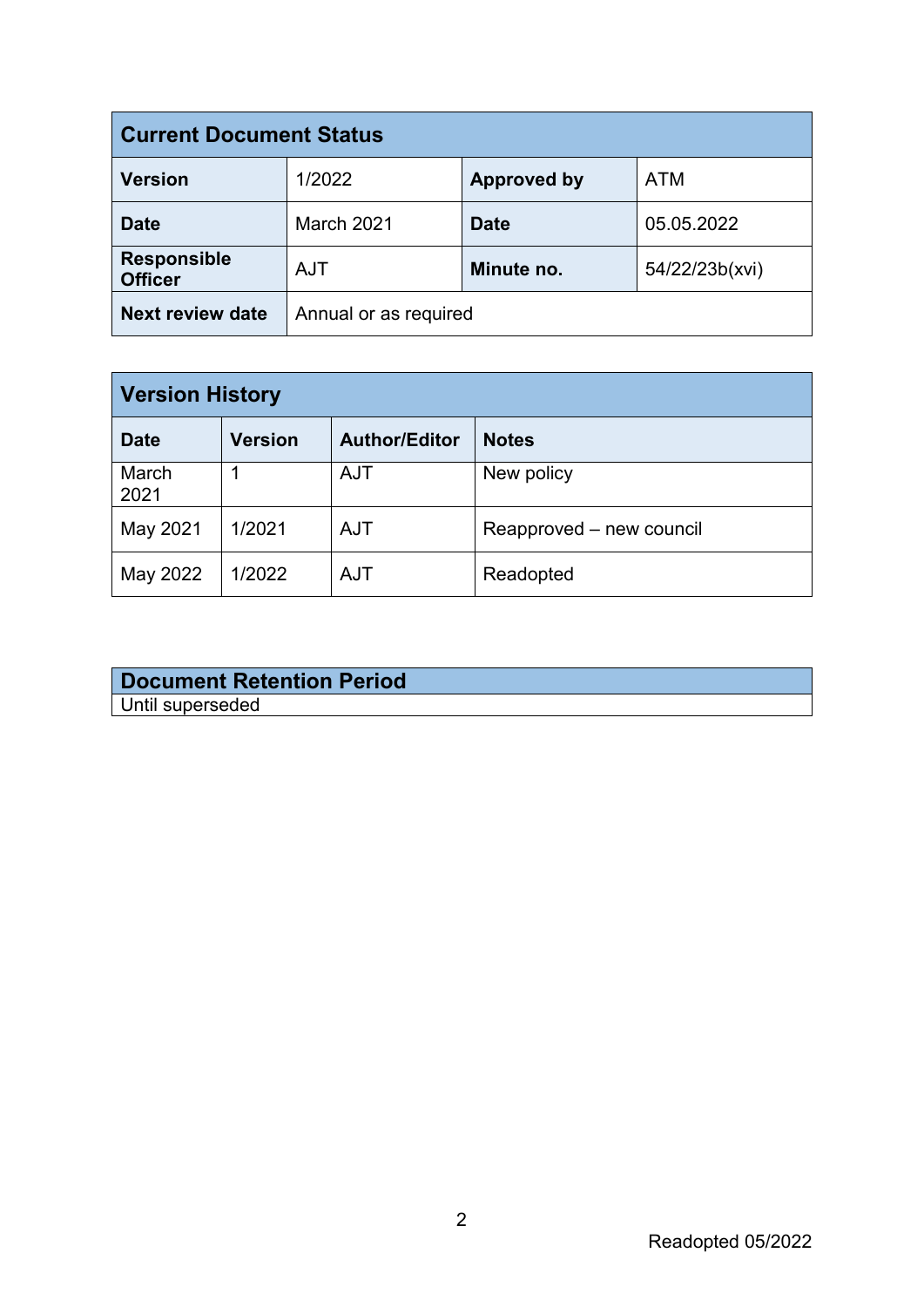| Current Document Status | | | |
|---|---|---|---|
| **Version** | 1/2022 | **Approved by** | ATM |
| **Date** | March 2021 | **Date** | 05.05.2022 |
| **Responsible Officer** | AJT | **Minute no.** | 54/22/23b(xvi) |
| **Next review date** | Annual or as required | | |

| Version History | | | |
|---|---|---|---|
| **Date** | **Version** | **Author/Editor** | **Notes** |
| March 2021 | 1 | AJT | New policy |
| May 2021 | 1/2021 | AJT | Reapproved – new council |
| May 2022 | 1/2022 | AJT | Readopted |

| Document Retention Period |
|---|
| Until superseded |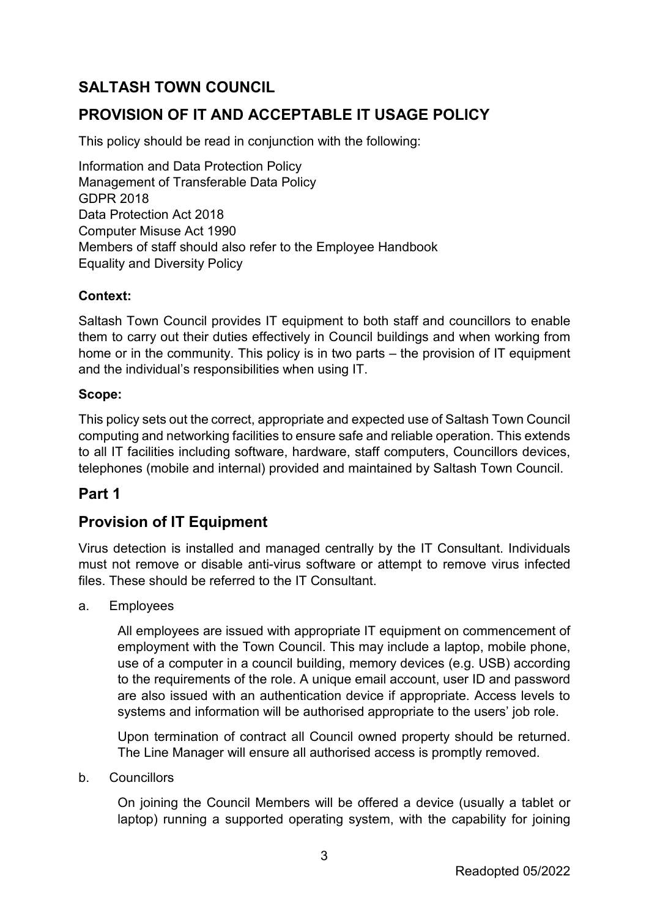## SALTASH TOWN COUNCIL

## PROVISION OF IT AND ACCEPTABLE IT USAGE POLICY

This policy should be read in conjunction with the following:

Information and Data Protection Policy
Management of Transferable Data Policy
GDPR 2018
Data Protection Act 2018
Computer Misuse Act 1990
Members of staff should also refer to the Employee Handbook
Equality and Diversity Policy

**Context:**

Saltash Town Council provides IT equipment to both staff and councillors to enable them to carry out their duties effectively in Council buildings and when working from home or in the community. This policy is in two parts – the provision of IT equipment and the individual's responsibilities when using IT.

**Scope:**

This policy sets out the correct, appropriate and expected use of Saltash Town Council computing and networking facilities to ensure safe and reliable operation. This extends to all IT facilities including software, hardware, staff computers, Councillors devices, telephones (mobile and internal) provided and maintained by Saltash Town Council.

## Part 1

## Provision of IT Equipment

Virus detection is installed and managed centrally by the IT Consultant. Individuals must not remove or disable anti-virus software or attempt to remove virus infected files. These should be referred to the IT Consultant.

a. Employees

All employees are issued with appropriate IT equipment on commencement of employment with the Town Council. This may include a laptop, mobile phone, use of a computer in a council building, memory devices (e.g. USB) according to the requirements of the role. A unique email account, user ID and password are also issued with an authentication device if appropriate. Access levels to systems and information will be authorised appropriate to the users' job role.

Upon termination of contract all Council owned property should be returned. The Line Manager will ensure all authorised access is promptly removed.

b. Councillors

On joining the Council Members will be offered a device (usually a tablet or laptop) running a supported operating system, with the capability for joining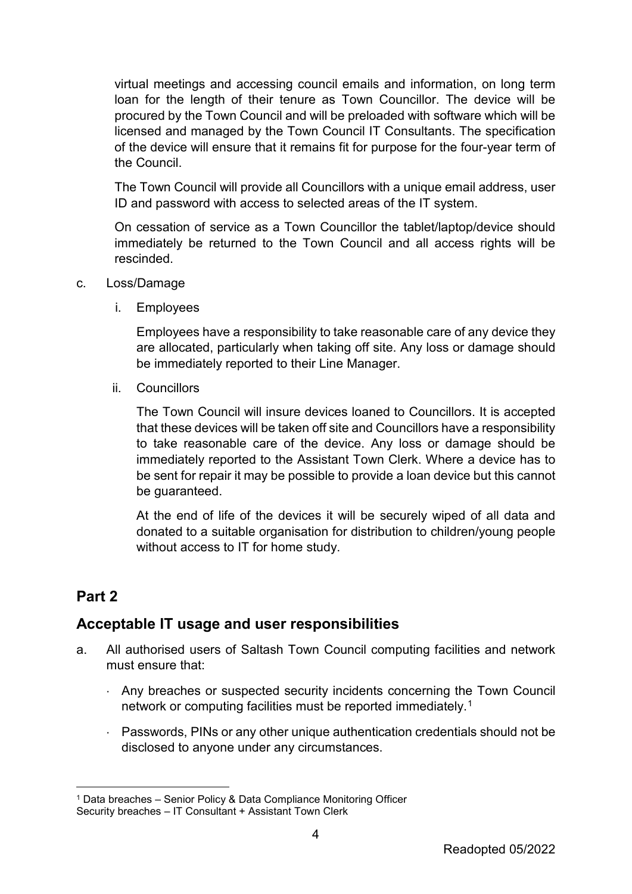virtual meetings and accessing council emails and information, on long term loan for the length of their tenure as Town Councillor. The device will be procured by the Town Council and will be preloaded with software which will be licensed and managed by the Town Council IT Consultants. The specification of the device will ensure that it remains fit for purpose for the four-year term of the Council.

The Town Council will provide all Councillors with a unique email address, user ID and password with access to selected areas of the IT system.

On cessation of service as a Town Councillor the tablet/laptop/device should immediately be returned to the Town Council and all access rights will be rescinded.

c. Loss/Damage

   i. Employees

      Employees have a responsibility to take reasonable care of any device they are allocated, particularly when taking off site. Any loss or damage should be immediately reported to their Line Manager.

   ii. Councillors

      The Town Council will insure devices loaned to Councillors. It is accepted that these devices will be taken off site and Councillors have a responsibility to take reasonable care of the device. Any loss or damage should be immediately reported to the Assistant Town Clerk. Where a device has to be sent for repair it may be possible to provide a loan device but this cannot be guaranteed.

      At the end of life of the devices it will be securely wiped of all data and donated to a suitable organisation for distribution to children/young people without access to IT for home study.

## Part 2

## Acceptable IT usage and user responsibilities

a. All authorised users of Saltash Town Council computing facilities and network must ensure that:

   - Any breaches or suspected security incidents concerning the Town Council network or computing facilities must be reported immediately.[1]
   - Passwords, PINs or any other unique authentication credentials should not be disclosed to anyone under any circumstances.

---

[1] Data breaches – Senior Policy & Data Compliance Monitoring Officer
Security breaches – IT Consultant + Assistant Town Clerk

Readopted 05/2022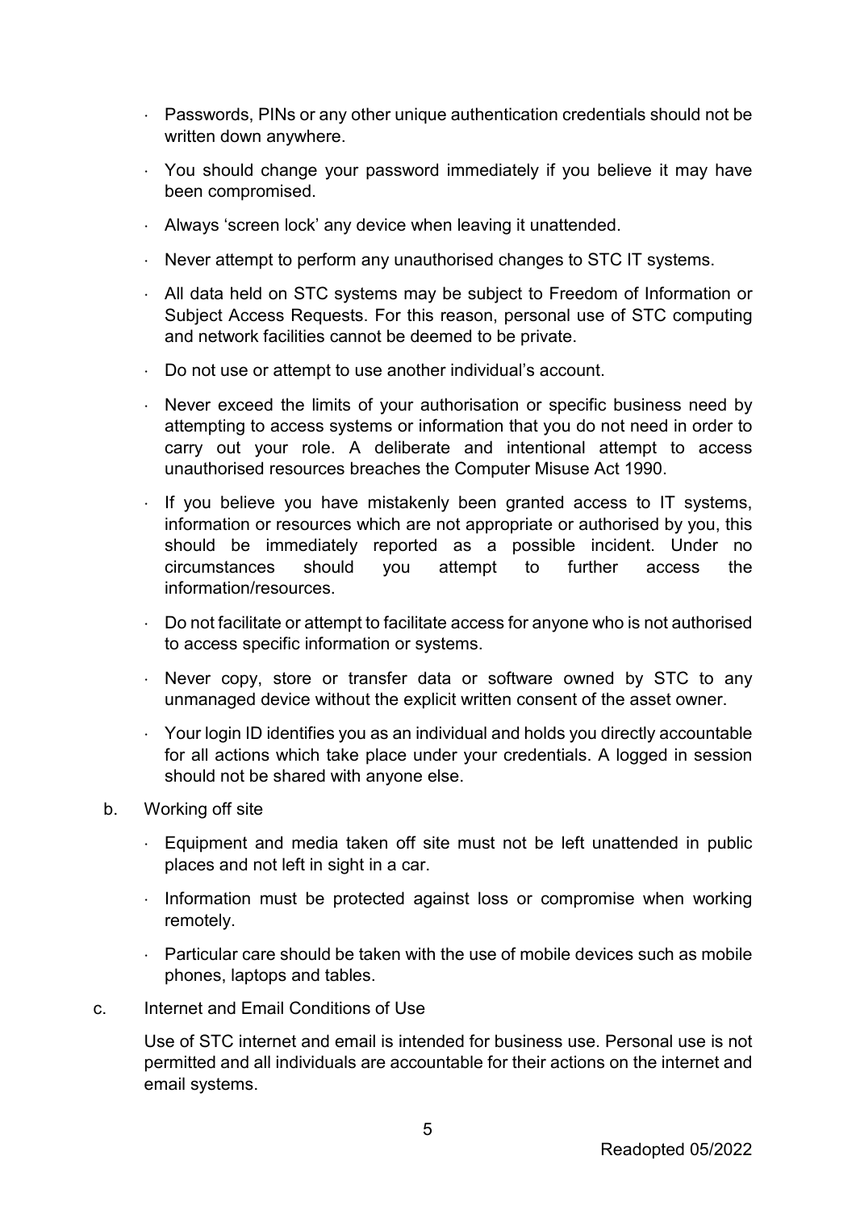- Passwords, PINs or any other unique authentication credentials should not be written down anywhere.
- You should change your password immediately if you believe it may have been compromised.
- Always 'screen lock' any device when leaving it unattended.
- Never attempt to perform any unauthorised changes to STC IT systems.
- All data held on STC systems may be subject to Freedom of Information or Subject Access Requests. For this reason, personal use of STC computing and network facilities cannot be deemed to be private.
- Do not use or attempt to use another individual's account.
- Never exceed the limits of your authorisation or specific business need by attempting to access systems or information that you do not need in order to carry out your role. A deliberate and intentional attempt to access unauthorised resources breaches the Computer Misuse Act 1990.
- If you believe you have mistakenly been granted access to IT systems, information or resources which are not appropriate or authorised by you, this should be immediately reported as a possible incident. Under no circumstances should you attempt to further access the information/resources.
- Do not facilitate or attempt to facilitate access for anyone who is not authorised to access specific information or systems.
- Never copy, store or transfer data or software owned by STC to any unmanaged device without the explicit written consent of the asset owner.
- Your login ID identifies you as an individual and holds you directly accountable for all actions which take place under your credentials. A logged in session should not be shared with anyone else.

b. Working off site

- Equipment and media taken off site must not be left unattended in public places and not left in sight in a car.
- Information must be protected against loss or compromise when working remotely.
- Particular care should be taken with the use of mobile devices such as mobile phones, laptops and tables.

c. Internet and Email Conditions of Use

Use of STC internet and email is intended for business use. Personal use is not permitted and all individuals are accountable for their actions on the internet and email systems.

Readopted 05/2022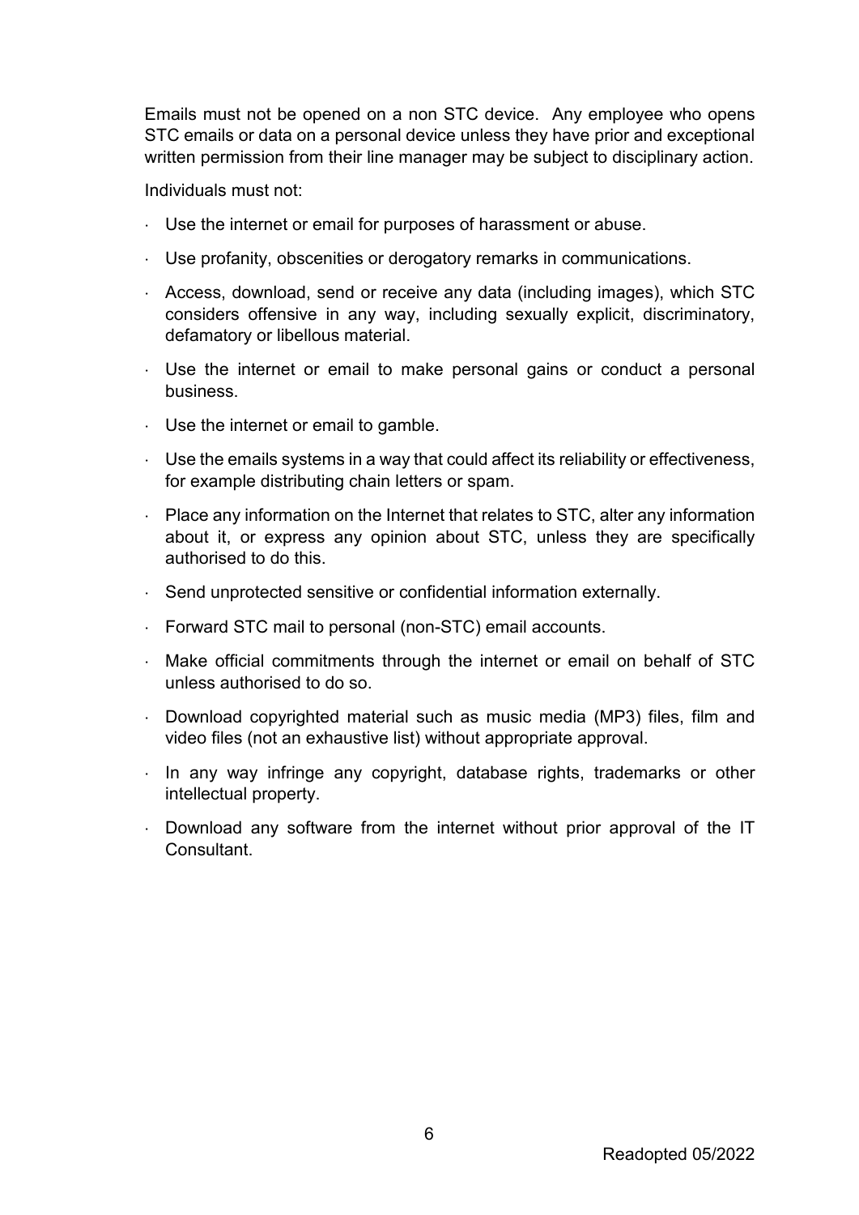Emails must not be opened on a non STC device. Any employee who opens STC emails or data on a personal device unless they have prior and exceptional written permission from their line manager may be subject to disciplinary action.

Individuals must not:

- Use the internet or email for purposes of harassment or abuse.
- Use profanity, obscenities or derogatory remarks in communications.
- Access, download, send or receive any data (including images), which STC considers offensive in any way, including sexually explicit, discriminatory, defamatory or libellous material.
- Use the internet or email to make personal gains or conduct a personal business.
- Use the internet or email to gamble.
- Use the emails systems in a way that could affect its reliability or effectiveness, for example distributing chain letters or spam.
- Place any information on the Internet that relates to STC, alter any information about it, or express any opinion about STC, unless they are specifically authorised to do this.
- Send unprotected sensitive or confidential information externally.
- Forward STC mail to personal (non-STC) email accounts.
- Make official commitments through the internet or email on behalf of STC unless authorised to do so.
- Download copyrighted material such as music media (MP3) files, film and video files (not an exhaustive list) without appropriate approval.
- In any way infringe any copyright, database rights, trademarks or other intellectual property.
- Download any software from the internet without prior approval of the IT Consultant.